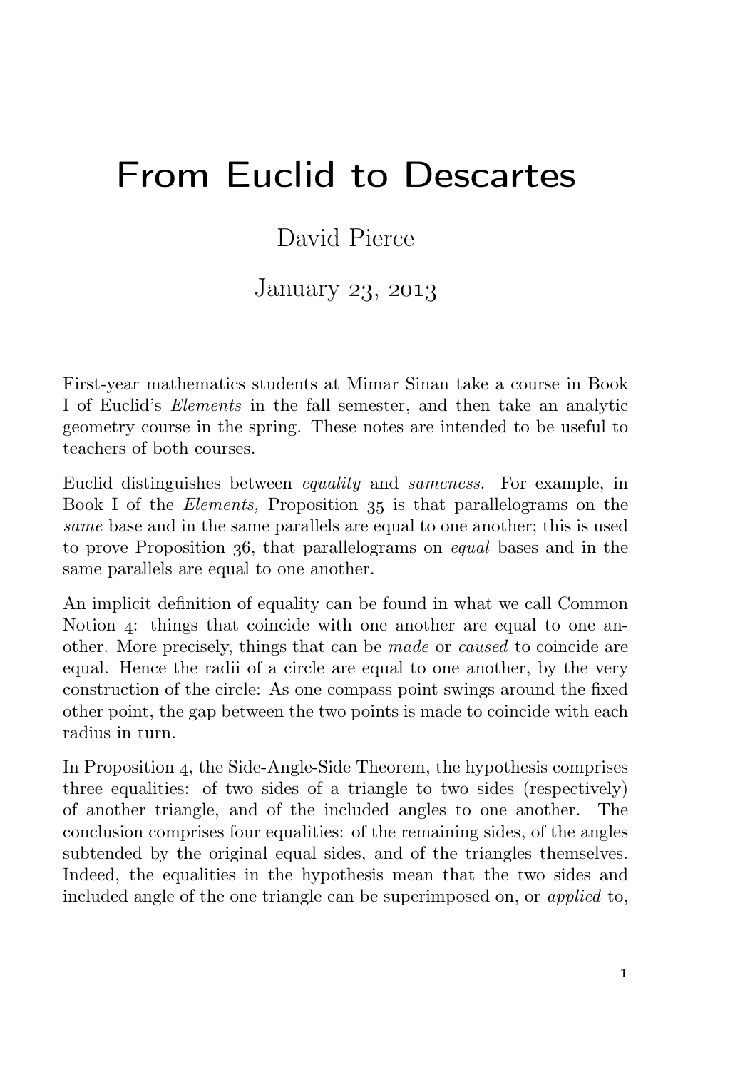# From Euclid to Descartes

David Pierce

January 23, 2013

First-year mathematics students at Mimar Sinan take a course in Book I of Euclid's *Elements* in the fall semester, and then take an analytic geometry course in the spring. These notes are intended to be useful to teachers of both courses.

Euclid distinguishes between *equality* and *sameness.* For example, in Book I of the *Elements,* Proposition 35 is that parallelograms on the *same* base and in the same parallels are equal to one another; this is used to prove Proposition 36, that parallelograms on *equal* bases and in the same parallels are equal to one another.

An implicit definition of equality can be found in what we call Common Notion 4: things that coincide with one another are equal to one another. More precisely, things that can be *made* or *caused* to coincide are equal. Hence the radii of a circle are equal to one another, by the very construction of the circle: As one compass point swings around the fixed other point, the gap between the two points is made to coincide with each radius in turn.

In Proposition 4, the Side-Angle-Side Theorem, the hypothesis comprises three equalities: of two sides of a triangle to two sides (respectively) of another triangle, and of the included angles to one another. The conclusion comprises four equalities: of the remaining sides, of the angles subtended by the original equal sides, and of the triangles themselves. Indeed, the equalities in the hypothesis mean that the two sides and included angle of the one triangle can be superimposed on, or *applied* to,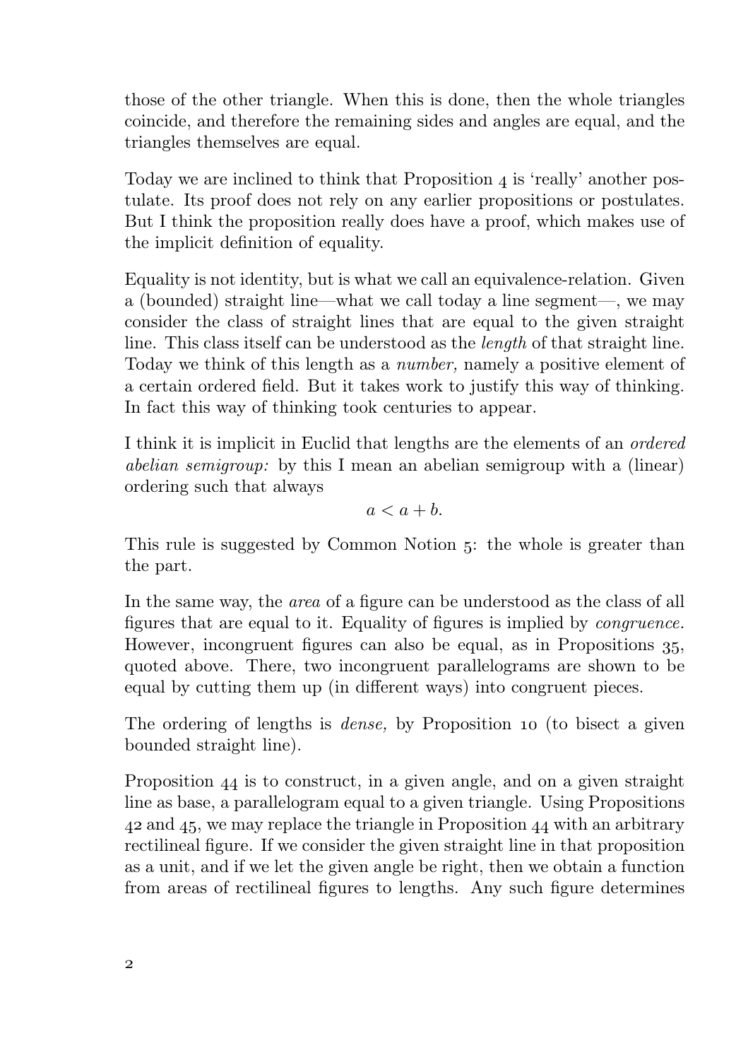those of the other triangle. When this is done, then the whole triangles coincide, and therefore the remaining sides and angles are equal, and the triangles themselves are equal.

Today we are inclined to think that Proposition 4 is 'really' another postulate. Its proof does not rely on any earlier propositions or postulates. But I think the proposition really does have a proof, which makes use of the implicit definition of equality.

Equality is not identity, but is what we call an equivalence-relation. Given a (bounded) straight line—what we call today a line segment—, we may consider the class of straight lines that are equal to the given straight line. This class itself can be understood as the *length* of that straight line. Today we think of this length as a *number,* namely a positive element of a certain ordered field. But it takes work to justify this way of thinking. In fact this way of thinking took centuries to appear.

I think it is implicit in Euclid that lengths are the elements of an *ordered abelian semigroup:* by this I mean an abelian semigroup with a (linear) ordering such that always

$$a < a + b.$$

This rule is suggested by Common Notion 5: the whole is greater than the part.

In the same way, the *area* of a figure can be understood as the class of all figures that are equal to it. Equality of figures is implied by *congruence.* However, incongruent figures can also be equal, as in Propositions 35, quoted above. There, two incongruent parallelograms are shown to be equal by cutting them up (in different ways) into congruent pieces.

The ordering of lengths is *dense,* by Proposition 10 (to bisect a given bounded straight line).

Proposition 44 is to construct, in a given angle, and on a given straight line as base, a parallelogram equal to a given triangle. Using Propositions 42 and 45, we may replace the triangle in Proposition 44 with an arbitrary rectilineal figure. If we consider the given straight line in that proposition as a unit, and if we let the given angle be right, then we obtain a function from areas of rectilineal figures to lengths. Any such figure determines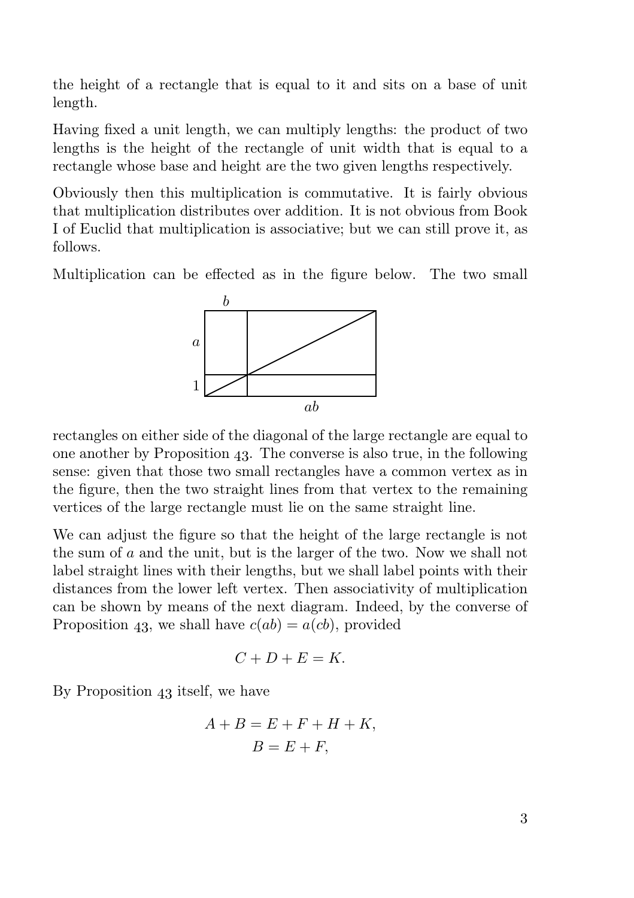the height of a rectangle that is equal to it and sits on a base of unit length.

Having fixed a unit length, we can multiply lengths: the product of two lengths is the height of the rectangle of unit width that is equal to a rectangle whose base and height are the two given lengths respectively.

Obviously then this multiplication is commutative. It is fairly obvious that multiplication distributes over addition. It is not obvious from Book I of Euclid that multiplication is associative; but we can still prove it, as follows.

Multiplication can be effected as in the figure below. The two small rectangles on either side of the diagonal of the large rectangle are equal to one another by Proposition 43. The converse is also true, in the following sense: given that those two small rectangles have a common vertex as in the figure, then the two straight lines from that vertex to the remaining vertices of the large rectangle must lie on the same straight line.

We can adjust the figure so that the height of the large rectangle is not the sum of $a$ and the unit, but is the larger of the two. Now we shall not label straight lines with their lengths, but we shall label points with their distances from the lower left vertex. Then associativity of multiplication can be shown by means of the next diagram. Indeed, by the converse of Proposition 43, we shall have $c(ab) = a(cb)$, provided

$$C + D + E = K.$$

By Proposition 43 itself, we have

$$A + B = E + F + H + K,$$
$$B = E + F,$$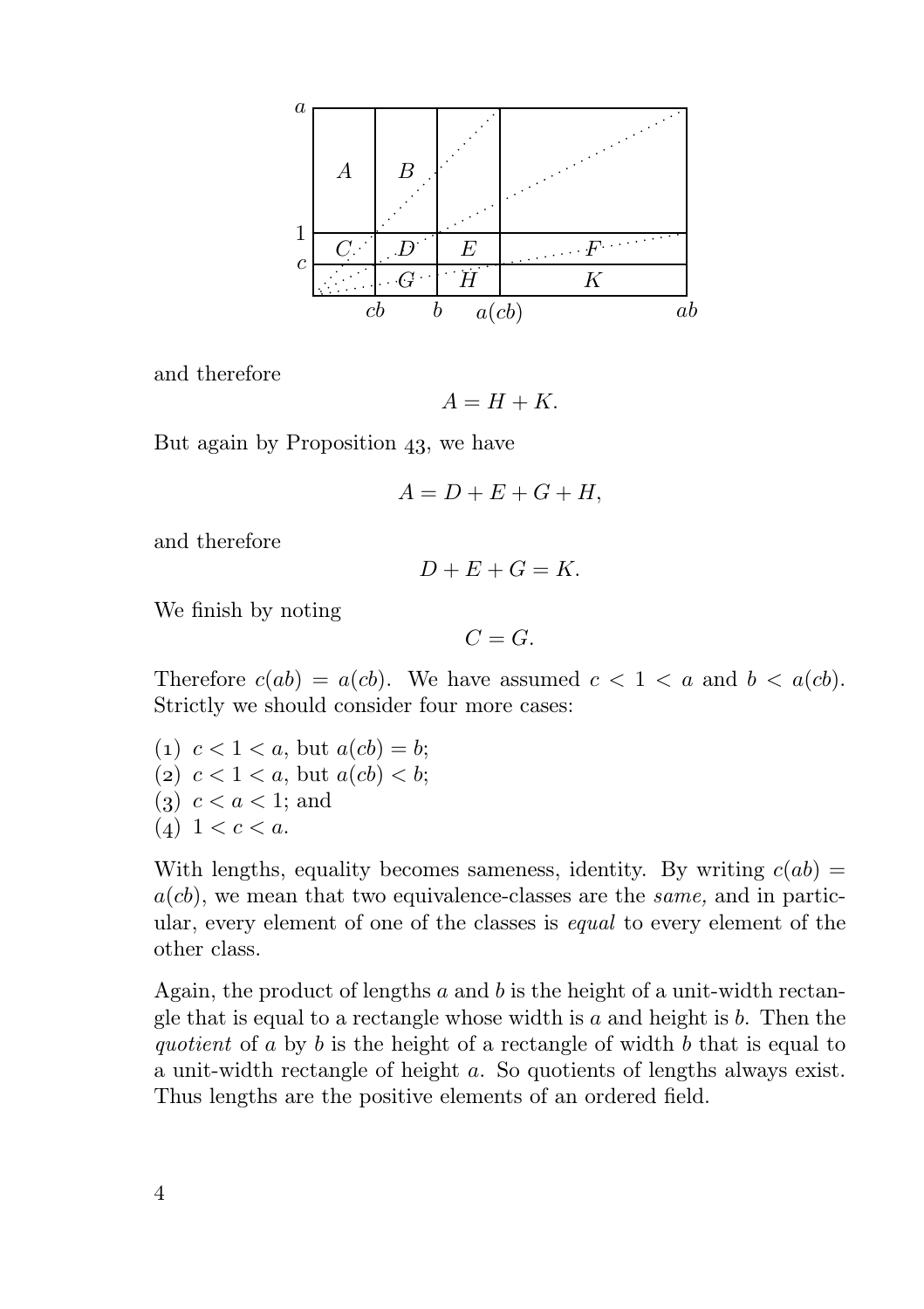and therefore

$$A = H + K.$$

But again by Proposition 43, we have

$$A = D + E + G + H,$$

and therefore

$$D + E + G = K.$$

We finish by noting

$$C = G.$$

Therefore $c(ab) = a(cb)$. We have assumed $c < 1 < a$ and $b < a(cb)$. Strictly we should consider four more cases:

(1) $c < 1 < a$, but $a(cb) = b$;
(2) $c < 1 < a$, but $a(cb) < b$;
(3) $c < a < 1$; and
(4) $1 < c < a$.

With lengths, equality becomes sameness, identity. By writing $c(ab) = a(cb)$, we mean that two equivalence-classes are the *same,* and in particular, every element of one of the classes is *equal* to every element of the other class.

Again, the product of lengths $a$ and $b$ is the height of a unit-width rectangle that is equal to a rectangle whose width is $a$ and height is $b$. Then the *quotient* of $a$ by $b$ is the height of a rectangle of width $b$ that is equal to a unit-width rectangle of height $a$. So quotients of lengths always exist. Thus lengths are the positive elements of an ordered field.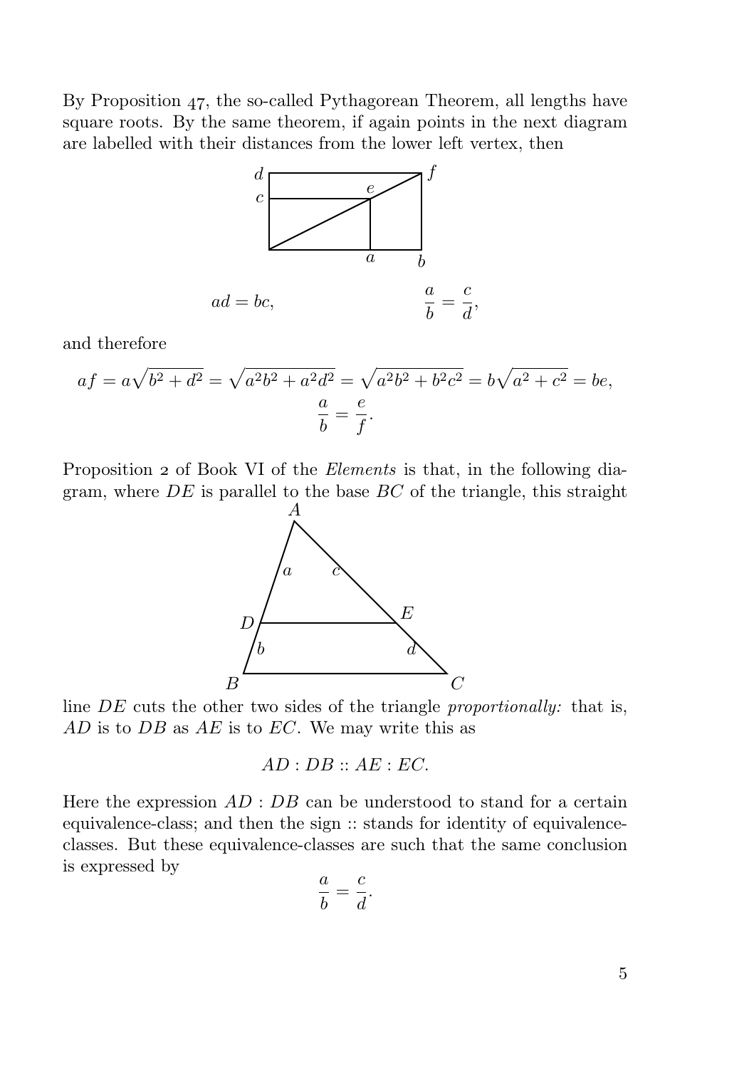By Proposition 47, the so-called Pythagorean Theorem, all lengths have square roots. By the same theorem, if again points in the next diagram are labelled with their distances from the lower left vertex, then

$$ad = bc, \qquad\qquad \frac{a}{b} = \frac{c}{d},$$

and therefore

$$af = a\sqrt{b^2 + d^2} = \sqrt{a^2b^2 + a^2d^2} = \sqrt{a^2b^2 + b^2c^2} = b\sqrt{a^2 + c^2} = be,$$
$$\frac{a}{b} = \frac{e}{f}.$$

Proposition 2 of Book VI of the *Elements* is that, in the following diagram, where $DE$ is parallel to the base $BC$ of the triangle, this straight line $DE$ cuts the other two sides of the triangle *proportionally:* that is, $AD$ is to $DB$ as $AE$ is to $EC$. We may write this as

$$AD : DB :: AE : EC.$$

Here the expression $AD : DB$ can be understood to stand for a certain equivalence-class; and then the sign :: stands for identity of equivalence-classes. But these equivalence-classes are such that the same conclusion is expressed by

$$\frac{a}{b} = \frac{c}{d}.$$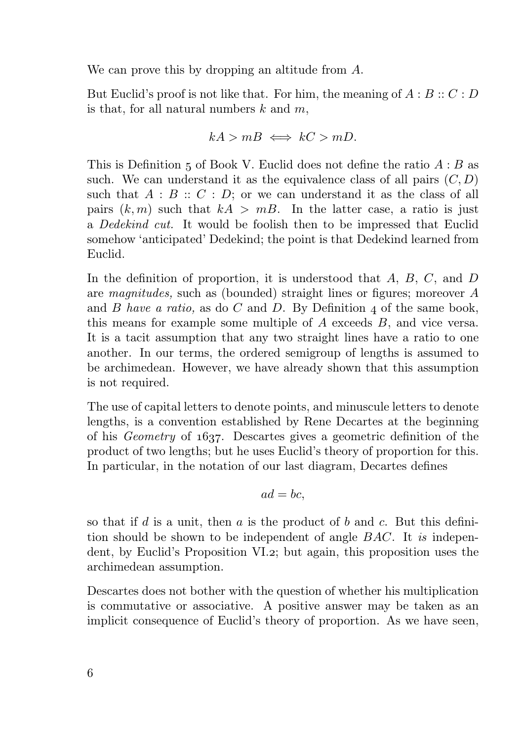We can prove this by dropping an altitude from $A$.

But Euclid's proof is not like that. For him, the meaning of $A : B :: C : D$ is that, for all natural numbers $k$ and $m$,

$$kA > mB \iff kC > mD.$$

This is Definition 5 of Book V. Euclid does not define the ratio $A : B$ as such. We can understand it as the equivalence class of all pairs $(C, D)$ such that $A : B :: C : D$; or we can understand it as the class of all pairs $(k, m)$ such that $kA > mB$. In the latter case, a ratio is just a *Dedekind cut.* It would be foolish then to be impressed that Euclid somehow 'anticipated' Dedekind; the point is that Dedekind learned from Euclid.

In the definition of proportion, it is understood that $A$, $B$, $C$, and $D$ are *magnitudes,* such as (bounded) straight lines or figures; moreover $A$ and $B$ *have a ratio,* as do $C$ and $D$. By Definition 4 of the same book, this means for example some multiple of $A$ exceeds $B$, and vice versa. It is a tacit assumption that any two straight lines have a ratio to one another. In our terms, the ordered semigroup of lengths is assumed to be archimedean. However, we have already shown that this assumption is not required.

The use of capital letters to denote points, and minuscule letters to denote lengths, is a convention established by Rene Decartes at the beginning of his *Geometry* of 1637. Descartes gives a geometric definition of the product of two lengths; but he uses Euclid's theory of proportion for this. In particular, in the notation of our last diagram, Decartes defines

$$ad = bc,$$

so that if $d$ is a unit, then $a$ is the product of $b$ and $c$. But this definition should be shown to be independent of angle $BAC$. It *is* independent, by Euclid's Proposition VI.2; but again, this proposition uses the archimedean assumption.

Descartes does not bother with the question of whether his multiplication is commutative or associative. A positive answer may be taken as an implicit consequence of Euclid's theory of proportion. As we have seen,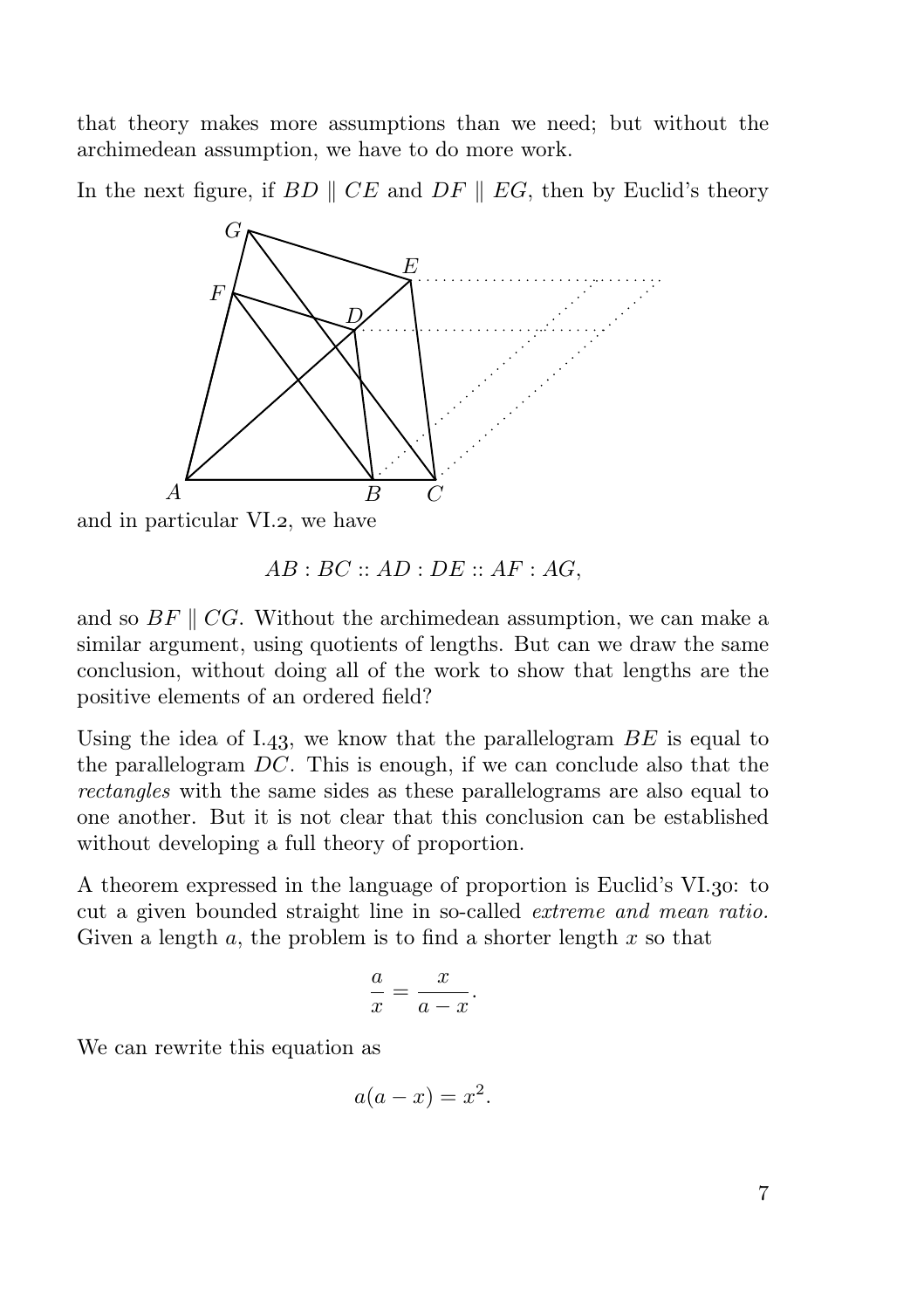that theory makes more assumptions than we need; but without the archimedean assumption, we have to do more work.

In the next figure, if $BD \parallel CE$ and $DF \parallel EG$, then by Euclid's theory and in particular VI.2, we have

$$AB : BC :: AD : DE :: AF : AG,$$

and so $BF \parallel CG$. Without the archimedean assumption, we can make a similar argument, using quotients of lengths. But can we draw the same conclusion, without doing all of the work to show that lengths are the positive elements of an ordered field?

Using the idea of I.43, we know that the parallelogram $BE$ is equal to the parallelogram $DC$. This is enough, if we can conclude also that the *rectangles* with the same sides as these parallelograms are also equal to one another. But it is not clear that this conclusion can be established without developing a full theory of proportion.

A theorem expressed in the language of proportion is Euclid's VI.30: to cut a given bounded straight line in so-called *extreme and mean ratio.* Given a length $a$, the problem is to find a shorter length $x$ so that

$$\frac{a}{x} = \frac{x}{a-x}.$$

We can rewrite this equation as

$$a(a-x) = x^2.$$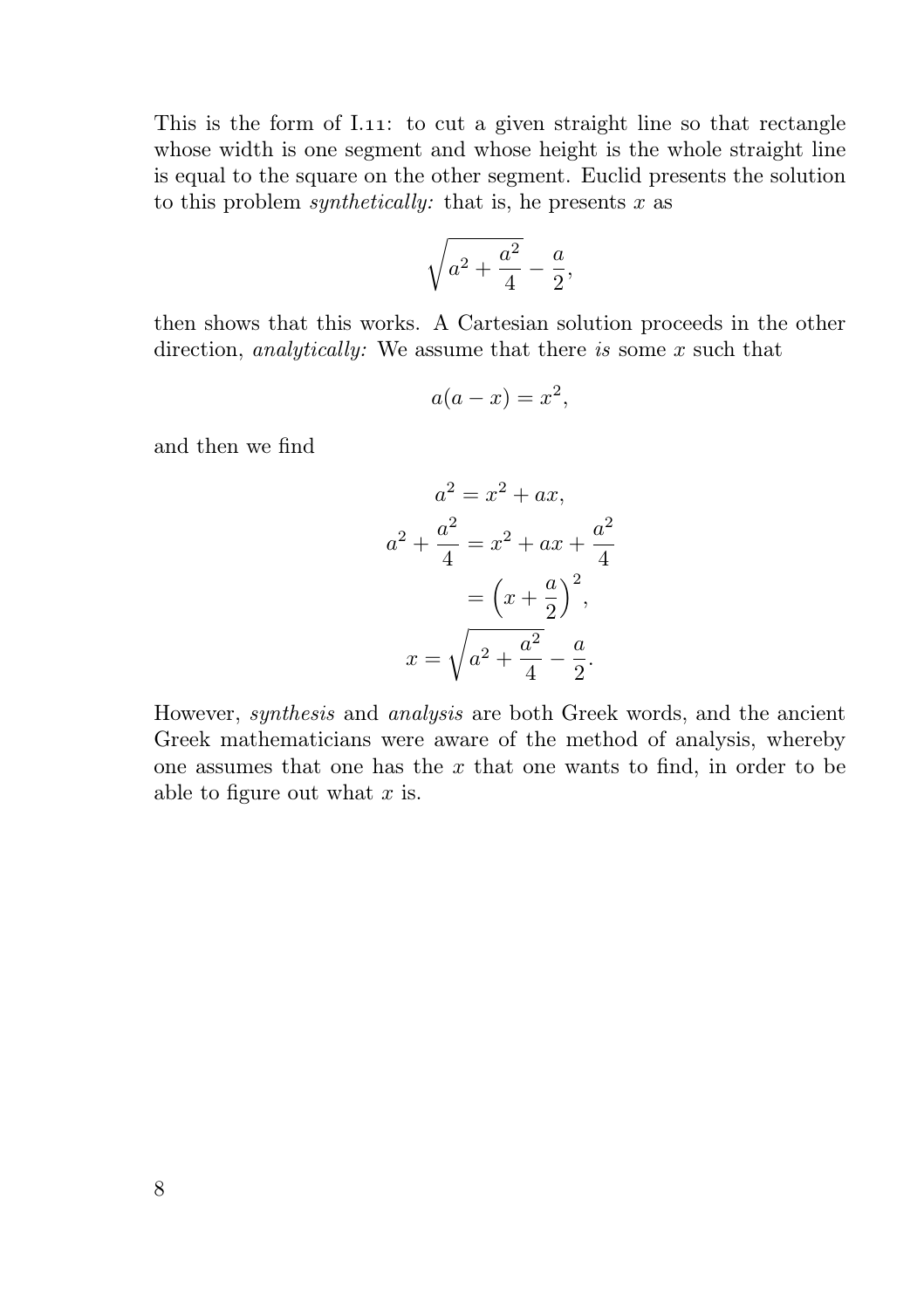This is the form of I.11: to cut a given straight line so that rectangle whose width is one segment and whose height is the whole straight line is equal to the square on the other segment. Euclid presents the solution to this problem *synthetically:* that is, he presents $x$ as

$$\sqrt{a^2 + \frac{a^2}{4}} - \frac{a}{2},$$

then shows that this works. A Cartesian solution proceeds in the other direction, *analytically:* We assume that there *is* some $x$ such that

$$a(a - x) = x^2,$$

and then we find

$$\begin{aligned}
a^2 &= x^2 + ax, \\
a^2 + \frac{a^2}{4} &= x^2 + ax + \frac{a^2}{4} \\
&= \left(x + \frac{a}{2}\right)^2, \\
x &= \sqrt{a^2 + \frac{a^2}{4}} - \frac{a}{2}.
\end{aligned}$$

However, *synthesis* and *analysis* are both Greek words, and the ancient Greek mathematicians were aware of the method of analysis, whereby one assumes that one has the $x$ that one wants to find, in order to be able to figure out what $x$ is.